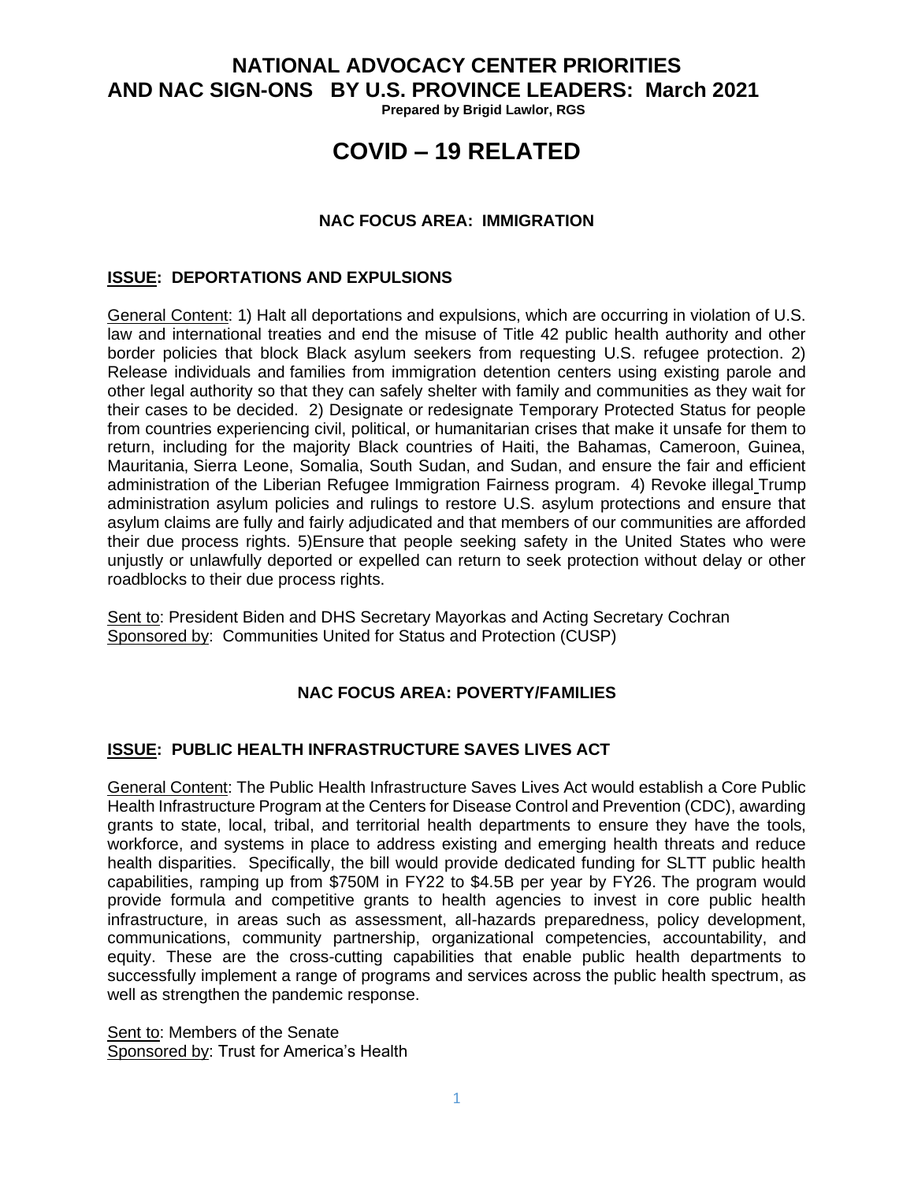# NATIONAL ADVOCACY CENTER PRIORITIES AND NAC SIGN-ONS BY U.S. PROVINCE LEADERS: March 2021

**Prepared by Brigid Lawlor, RGS**

# COVID – 19 RELATED

### NAC FOCUS AREA: IMMIGRATION

## ISSUE: DEPORTATIONS AND EXPULSIONS

General Content: 1) Halt all deportations and expulsions, which are occurring in violation of U.S. law and international treaties and end the misuse of Title 42 public health authority and other border policies that block Black asylum seekers from requesting U.S. refugee protection. 2) Release individuals and families from immigration detention centers using existing parole and other legal authority so that they can safely shelter with family and communities as they wait for their cases to be decided. 2) Designate or redesignate Temporary Protected Status for people from countries experiencing civil, political, or humanitarian crises that make it unsafe for them to return, including for the majority Black countries of Haiti, the Bahamas, Cameroon, Guinea, Mauritania, Sierra Leone, Somalia, South Sudan, and Sudan, and ensure the fair and efficient administration of the Liberian Refugee Immigration Fairness program. 4) Revoke illegal Trump administration asylum policies and rulings to restore U.S. asylum protections and ensure that asylum claims are fully and fairly adjudicated and that members of our communities are afforded their due process rights. 5)Ensure that people seeking safety in the United States who were unjustly or unlawfully deported or expelled can return to seek protection without delay or other roadblocks to their due process rights.

Sent to: President Biden and DHS Secretary Mayorkas and Acting Secretary Cochran
Sponsored by: Communities United for Status and Protection (CUSP)

### NAC FOCUS AREA: POVERTY/FAMILIES

## ISSUE: PUBLIC HEALTH INFRASTRUCTURE SAVES LIVES ACT

General Content: The Public Health Infrastructure Saves Lives Act would establish a Core Public Health Infrastructure Program at the Centers for Disease Control and Prevention (CDC), awarding grants to state, local, tribal, and territorial health departments to ensure they have the tools, workforce, and systems in place to address existing and emerging health threats and reduce health disparities. Specifically, the bill would provide dedicated funding for SLTT public health capabilities, ramping up from $750M in FY22 to $4.5B per year by FY26. The program would provide formula and competitive grants to health agencies to invest in core public health infrastructure, in areas such as assessment, all-hazards preparedness, policy development, communications, community partnership, organizational competencies, accountability, and equity. These are the cross-cutting capabilities that enable public health departments to successfully implement a range of programs and services across the public health spectrum, as well as strengthen the pandemic response.

Sent to: Members of the Senate
Sponsored by: Trust for America's Health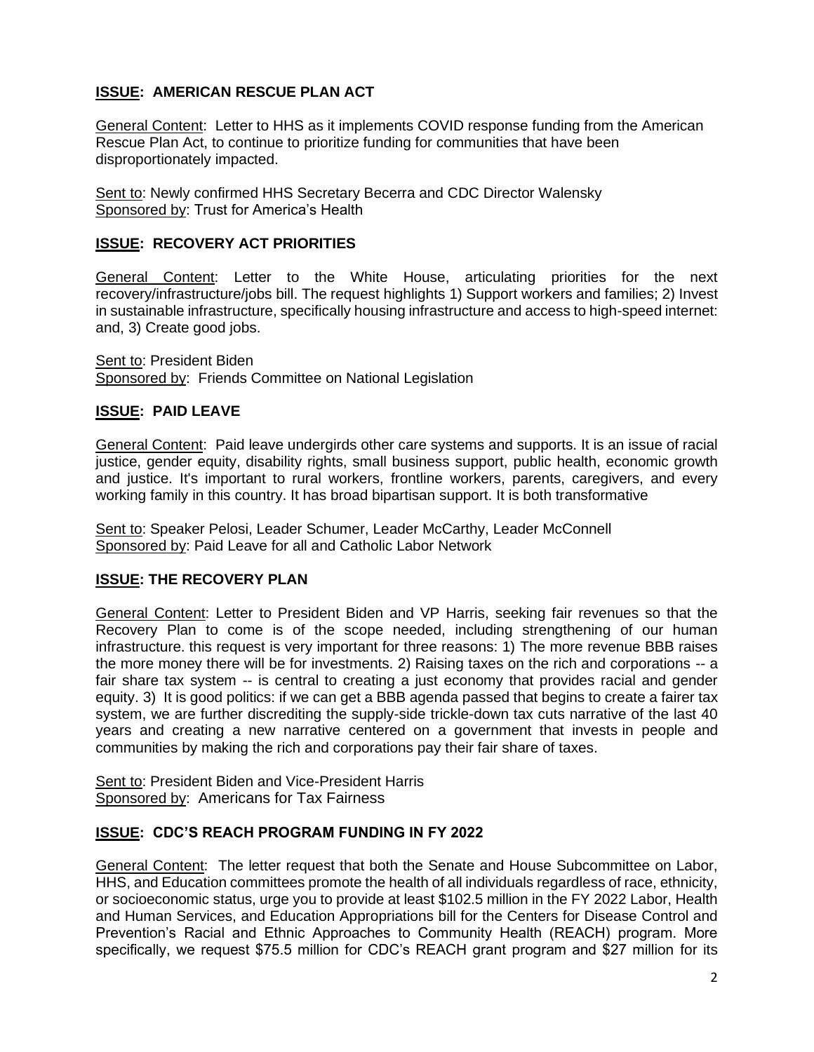## **ISSUE: AMERICAN RESCUE PLAN ACT**

General Content: Letter to HHS as it implements COVID response funding from the American Rescue Plan Act, to continue to prioritize funding for communities that have been disproportionately impacted.

Sent to: Newly confirmed HHS Secretary Becerra and CDC Director Walensky
Sponsored by: Trust for America's Health

## **ISSUE: RECOVERY ACT PRIORITIES**

General Content: Letter to the White House, articulating priorities for the next recovery/infrastructure/jobs bill. The request highlights 1) Support workers and families; 2) Invest in sustainable infrastructure, specifically housing infrastructure and access to high-speed internet: and, 3) Create good jobs.

Sent to: President Biden
Sponsored by: Friends Committee on National Legislation

## **ISSUE: PAID LEAVE**

General Content: Paid leave undergirds other care systems and supports. It is an issue of racial justice, gender equity, disability rights, small business support, public health, economic growth and justice. It's important to rural workers, frontline workers, parents, caregivers, and every working family in this country. It has broad bipartisan support. It is both transformative

Sent to: Speaker Pelosi, Leader Schumer, Leader McCarthy, Leader McConnell
Sponsored by: Paid Leave for all and Catholic Labor Network

## **ISSUE: THE RECOVERY PLAN**

General Content: Letter to President Biden and VP Harris, seeking fair revenues so that the Recovery Plan to come is of the scope needed, including strengthening of our human infrastructure. this request is very important for three reasons: 1) The more revenue BBB raises the more money there will be for investments. 2) Raising taxes on the rich and corporations -- a fair share tax system -- is central to creating a just economy that provides racial and gender equity. 3) It is good politics: if we can get a BBB agenda passed that begins to create a fairer tax system, we are further discrediting the supply-side trickle-down tax cuts narrative of the last 40 years and creating a new narrative centered on a government that invests in people and communities by making the rich and corporations pay their fair share of taxes.

Sent to: President Biden and Vice-President Harris
Sponsored by: Americans for Tax Fairness

## **ISSUE: CDC'S REACH PROGRAM FUNDING IN FY 2022**

General Content: The letter request that both the Senate and House Subcommittee on Labor, HHS, and Education committees promote the health of all individuals regardless of race, ethnicity, or socioeconomic status, urge you to provide at least $102.5 million in the FY 2022 Labor, Health and Human Services, and Education Appropriations bill for the Centers for Disease Control and Prevention's Racial and Ethnic Approaches to Community Health (REACH) program. More specifically, we request $75.5 million for CDC's REACH grant program and $27 million for its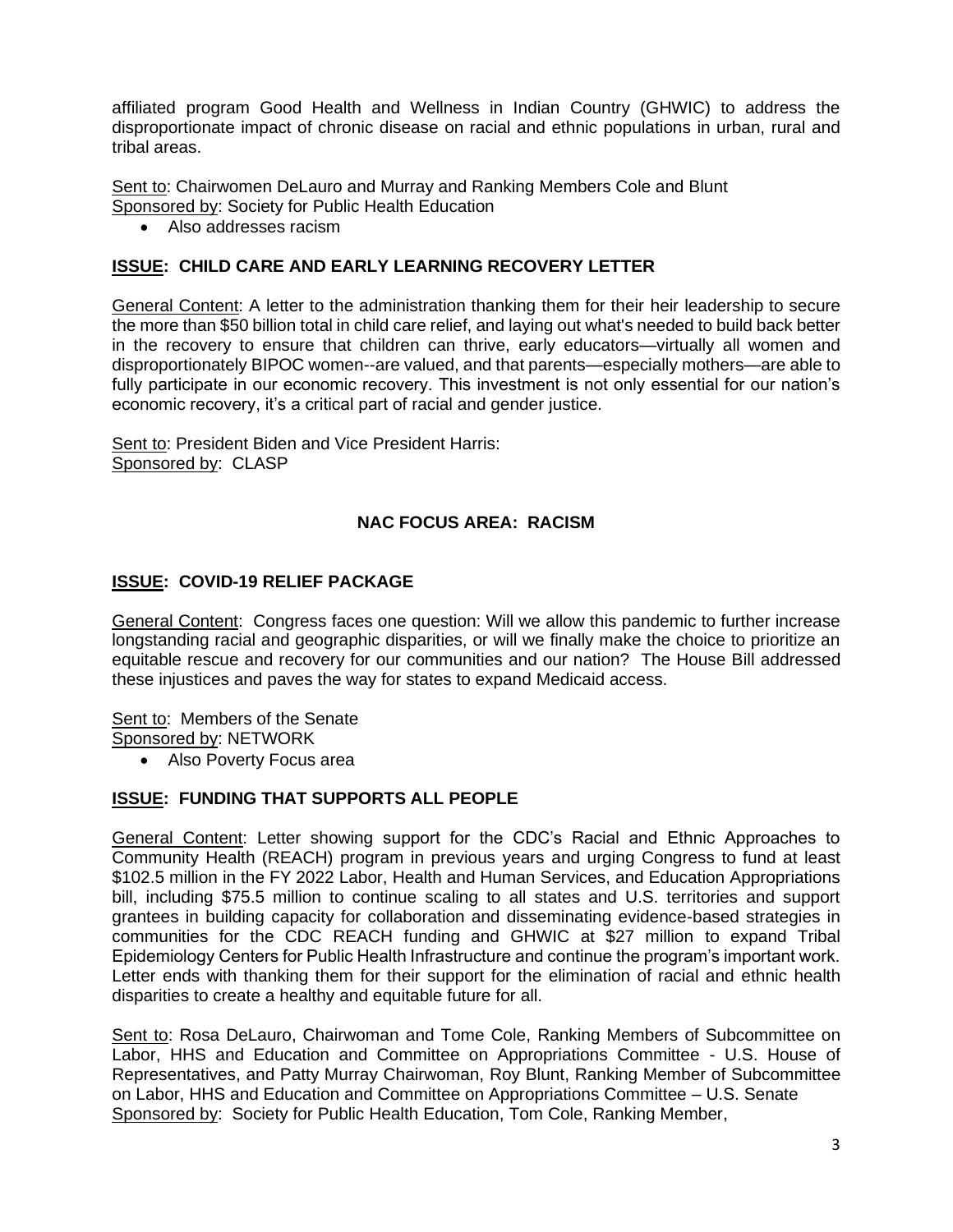affiliated program Good Health and Wellness in Indian Country (GHWIC) to address the disproportionate impact of chronic disease on racial and ethnic populations in urban, rural and tribal areas.

Sent to: Chairwomen DeLauro and Murray and Ranking Members Cole and Blunt
Sponsored by: Society for Public Health Education

- Also addresses racism

### ISSUE: CHILD CARE AND EARLY LEARNING RECOVERY LETTER

General Content: A letter to the administration thanking them for their heir leadership to secure the more than $50 billion total in child care relief, and laying out what's needed to build back better in the recovery to ensure that children can thrive, early educators—virtually all women and disproportionately BIPOC women--are valued, and that parents—especially mothers—are able to fully participate in our economic recovery. This investment is not only essential for our nation's economic recovery, it's a critical part of racial and gender justice.

Sent to: President Biden and Vice President Harris:
Sponsored by: CLASP

## NAC FOCUS AREA: RACISM

### ISSUE: COVID-19 RELIEF PACKAGE

General Content: Congress faces one question: Will we allow this pandemic to further increase longstanding racial and geographic disparities, or will we finally make the choice to prioritize an equitable rescue and recovery for our communities and our nation? The House Bill addressed these injustices and paves the way for states to expand Medicaid access.

Sent to: Members of the Senate
Sponsored by: NETWORK

- Also Poverty Focus area

### ISSUE: FUNDING THAT SUPPORTS ALL PEOPLE

General Content: Letter showing support for the CDC's Racial and Ethnic Approaches to Community Health (REACH) program in previous years and urging Congress to fund at least $102.5 million in the FY 2022 Labor, Health and Human Services, and Education Appropriations bill, including $75.5 million to continue scaling to all states and U.S. territories and support grantees in building capacity for collaboration and disseminating evidence-based strategies in communities for the CDC REACH funding and GHWIC at $27 million to expand Tribal Epidemiology Centers for Public Health Infrastructure and continue the program's important work. Letter ends with thanking them for their support for the elimination of racial and ethnic health disparities to create a healthy and equitable future for all.

Sent to: Rosa DeLauro, Chairwoman and Tome Cole, Ranking Members of Subcommittee on Labor, HHS and Education and Committee on Appropriations Committee - U.S. House of Representatives, and Patty Murray Chairwoman, Roy Blunt, Ranking Member of Subcommittee on Labor, HHS and Education and Committee on Appropriations Committee – U.S. Senate
Sponsored by: Society for Public Health Education, Tom Cole, Ranking Member,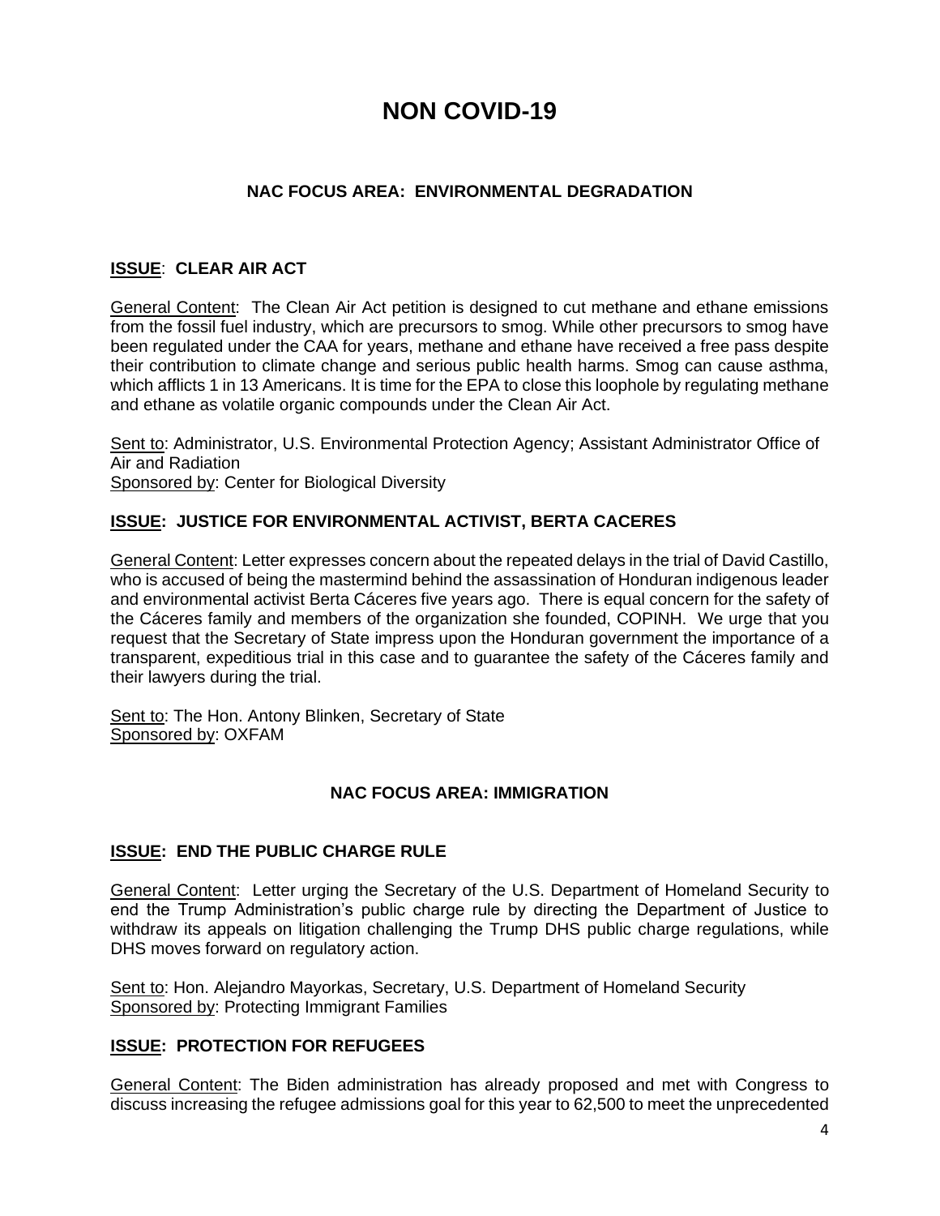# NON COVID-19

## NAC FOCUS AREA: ENVIRONMENTAL DEGRADATION

### ISSUE: CLEAR AIR ACT

General Content: The Clean Air Act petition is designed to cut methane and ethane emissions from the fossil fuel industry, which are precursors to smog. While other precursors to smog have been regulated under the CAA for years, methane and ethane have received a free pass despite their contribution to climate change and serious public health harms. Smog can cause asthma, which afflicts 1 in 13 Americans. It is time for the EPA to close this loophole by regulating methane and ethane as volatile organic compounds under the Clean Air Act.

Sent to: Administrator, U.S. Environmental Protection Agency; Assistant Administrator Office of Air and Radiation
Sponsored by: Center for Biological Diversity

### ISSUE: JUSTICE FOR ENVIRONMENTAL ACTIVIST, BERTA CACERES

General Content: Letter expresses concern about the repeated delays in the trial of David Castillo, who is accused of being the mastermind behind the assassination of Honduran indigenous leader and environmental activist Berta Cáceres five years ago. There is equal concern for the safety of the Cáceres family and members of the organization she founded, COPINH. We urge that you request that the Secretary of State impress upon the Honduran government the importance of a transparent, expeditious trial in this case and to guarantee the safety of the Cáceres family and their lawyers during the trial.

Sent to: The Hon. Antony Blinken, Secretary of State
Sponsored by: OXFAM

## NAC FOCUS AREA: IMMIGRATION

### ISSUE: END THE PUBLIC CHARGE RULE

General Content: Letter urging the Secretary of the U.S. Department of Homeland Security to end the Trump Administration's public charge rule by directing the Department of Justice to withdraw its appeals on litigation challenging the Trump DHS public charge regulations, while DHS moves forward on regulatory action.

Sent to: Hon. Alejandro Mayorkas, Secretary, U.S. Department of Homeland Security
Sponsored by: Protecting Immigrant Families

### ISSUE: PROTECTION FOR REFUGEES

General Content: The Biden administration has already proposed and met with Congress to discuss increasing the refugee admissions goal for this year to 62,500 to meet the unprecedented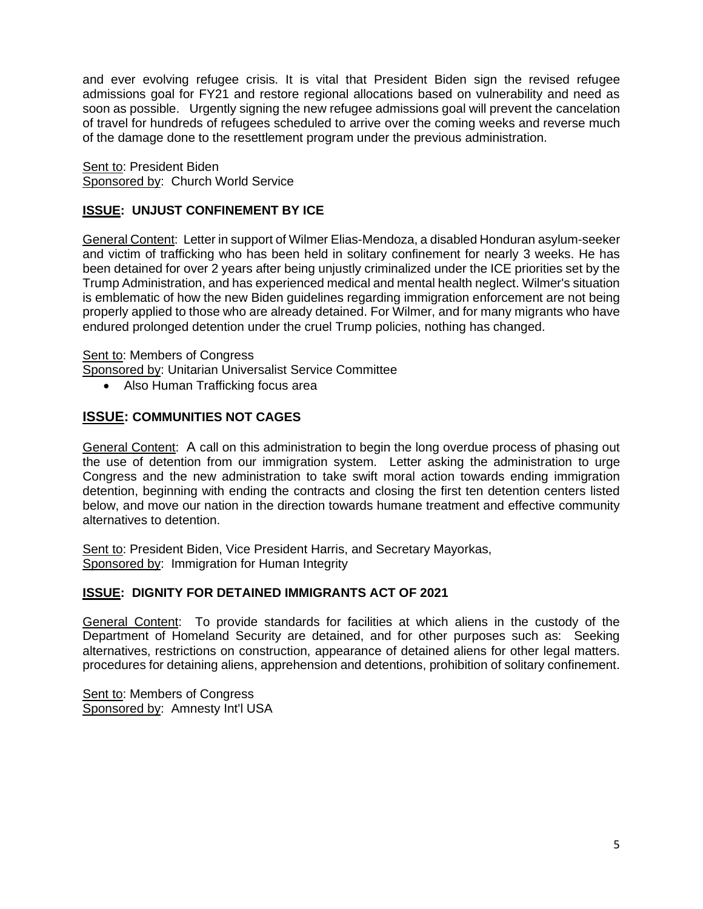and ever evolving refugee crisis. It is vital that President Biden sign the revised refugee admissions goal for FY21 and restore regional allocations based on vulnerability and need as soon as possible. Urgently signing the new refugee admissions goal will prevent the cancelation of travel for hundreds of refugees scheduled to arrive over the coming weeks and reverse much of the damage done to the resettlement program under the previous administration.

Sent to: President Biden
Sponsored by: Church World Service

### ISSUE: UNJUST CONFINEMENT BY ICE

General Content: Letter in support of Wilmer Elias-Mendoza, a disabled Honduran asylum-seeker and victim of trafficking who has been held in solitary confinement for nearly 3 weeks. He has been detained for over 2 years after being unjustly criminalized under the ICE priorities set by the Trump Administration, and has experienced medical and mental health neglect. Wilmer's situation is emblematic of how the new Biden guidelines regarding immigration enforcement are not being properly applied to those who are already detained. For Wilmer, and for many migrants who have endured prolonged detention under the cruel Trump policies, nothing has changed.

Sent to: Members of Congress
Sponsored by: Unitarian Universalist Service Committee

- Also Human Trafficking focus area

### ISSUE: COMMUNITIES NOT CAGES

General Content: A call on this administration to begin the long overdue process of phasing out the use of detention from our immigration system. Letter asking the administration to urge Congress and the new administration to take swift moral action towards ending immigration detention, beginning with ending the contracts and closing the first ten detention centers listed below, and move our nation in the direction towards humane treatment and effective community alternatives to detention.

Sent to: President Biden, Vice President Harris, and Secretary Mayorkas,
Sponsored by: Immigration for Human Integrity

### ISSUE: DIGNITY FOR DETAINED IMMIGRANTS ACT OF 2021

General Content: To provide standards for facilities at which aliens in the custody of the Department of Homeland Security are detained, and for other purposes such as: Seeking alternatives, restrictions on construction, appearance of detained aliens for other legal matters. procedures for detaining aliens, apprehension and detentions, prohibition of solitary confinement.

Sent to: Members of Congress
Sponsored by: Amnesty Int'l USA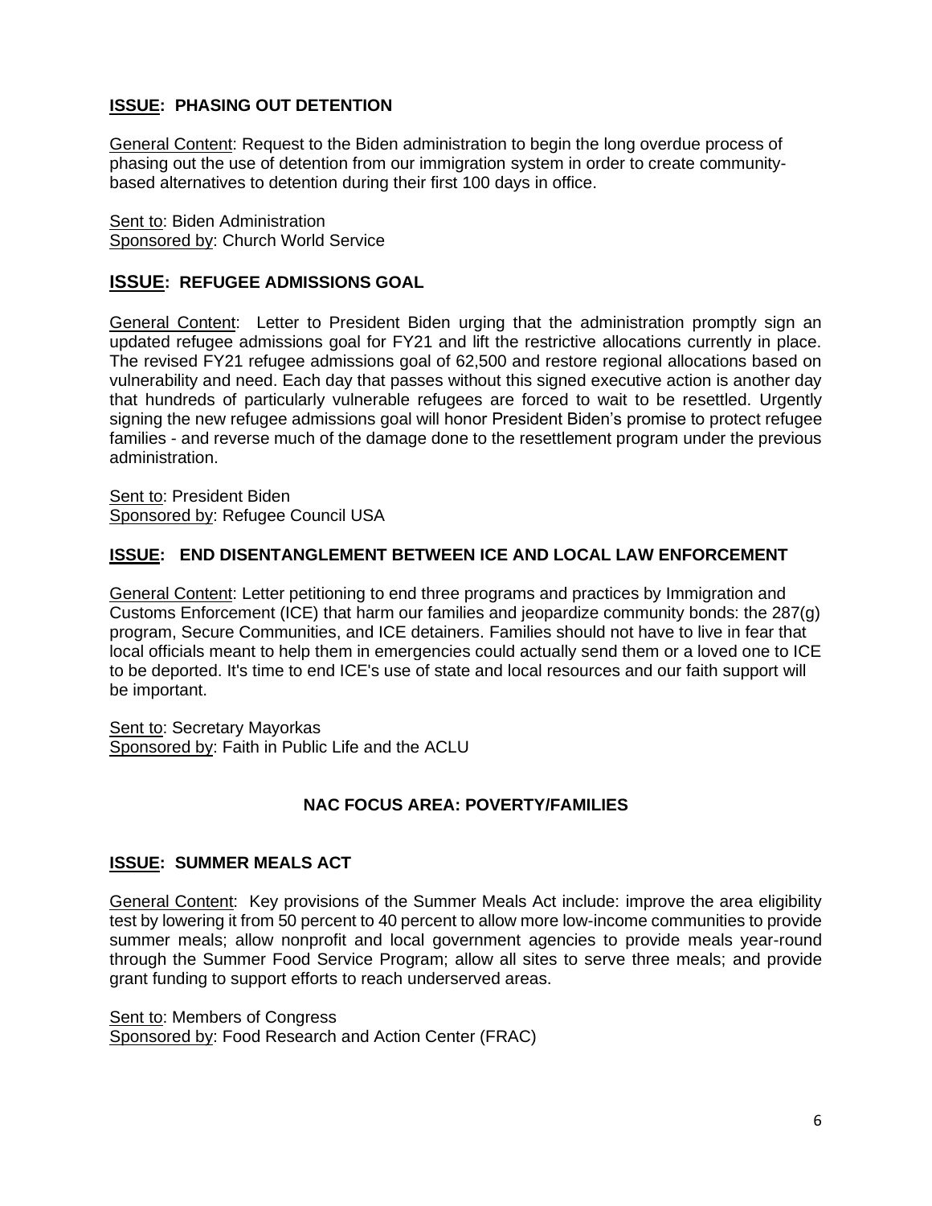### **ISSUE: PHASING OUT DETENTION**

General Content: Request to the Biden administration to begin the long overdue process of phasing out the use of detention from our immigration system in order to create community-based alternatives to detention during their first 100 days in office.

Sent to: Biden Administration
Sponsored by: Church World Service

### **ISSUE: REFUGEE ADMISSIONS GOAL**

General Content: Letter to President Biden urging that the administration promptly sign an updated refugee admissions goal for FY21 and lift the restrictive allocations currently in place. The revised FY21 refugee admissions goal of 62,500 and restore regional allocations based on vulnerability and need. Each day that passes without this signed executive action is another day that hundreds of particularly vulnerable refugees are forced to wait to be resettled. Urgently signing the new refugee admissions goal will honor President Biden's promise to protect refugee families - and reverse much of the damage done to the resettlement program under the previous administration.

Sent to: President Biden
Sponsored by: Refugee Council USA

### **ISSUE: END DISENTANGLEMENT BETWEEN ICE AND LOCAL LAW ENFORCEMENT**

General Content: Letter petitioning to end three programs and practices by Immigration and Customs Enforcement (ICE) that harm our families and jeopardize community bonds: the 287(g) program, Secure Communities, and ICE detainers. Families should not have to live in fear that local officials meant to help them in emergencies could actually send them or a loved one to ICE to be deported. It's time to end ICE's use of state and local resources and our faith support will be important.

Sent to: Secretary Mayorkas
Sponsored by: Faith in Public Life and the ACLU

## **NAC FOCUS AREA: POVERTY/FAMILIES**

### **ISSUE: SUMMER MEALS ACT**

General Content: Key provisions of the Summer Meals Act include: improve the area eligibility test by lowering it from 50 percent to 40 percent to allow more low-income communities to provide summer meals; allow nonprofit and local government agencies to provide meals year-round through the Summer Food Service Program; allow all sites to serve three meals; and provide grant funding to support efforts to reach underserved areas.

Sent to: Members of Congress
Sponsored by: Food Research and Action Center (FRAC)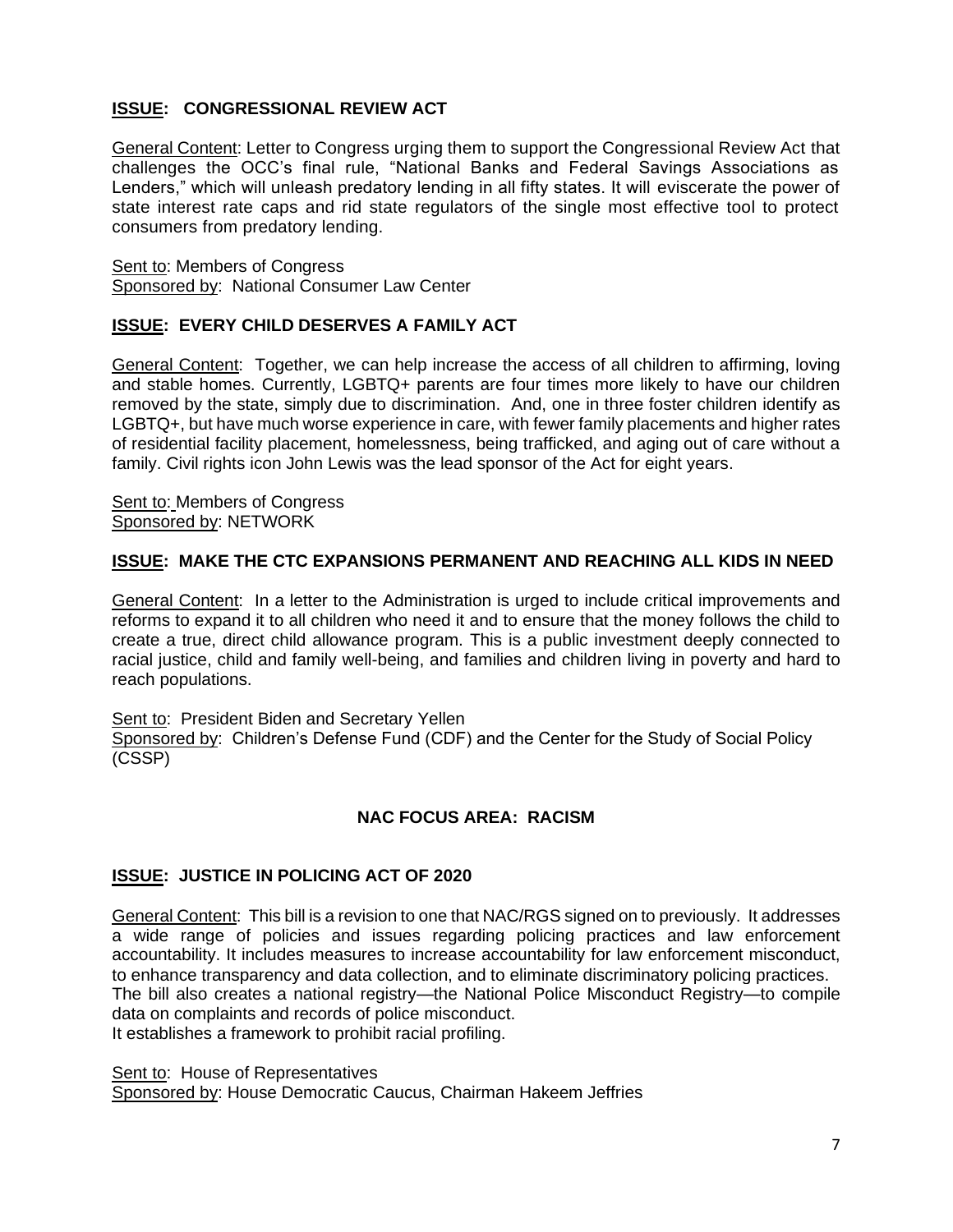### **ISSUE: CONGRESSIONAL REVIEW ACT**

General Content: Letter to Congress urging them to support the Congressional Review Act that challenges the OCC's final rule, "National Banks and Federal Savings Associations as Lenders," which will unleash predatory lending in all fifty states. It will eviscerate the power of state interest rate caps and rid state regulators of the single most effective tool to protect consumers from predatory lending.

Sent to: Members of Congress
Sponsored by: National Consumer Law Center

### **ISSUE: EVERY CHILD DESERVES A FAMILY ACT**

General Content: Together, we can help increase the access of all children to affirming, loving and stable homes. Currently, LGBTQ+ parents are four times more likely to have our children removed by the state, simply due to discrimination. And, one in three foster children identify as LGBTQ+, but have much worse experience in care, with fewer family placements and higher rates of residential facility placement, homelessness, being trafficked, and aging out of care without a family. Civil rights icon John Lewis was the lead sponsor of the Act for eight years.

Sent to: Members of Congress
Sponsored by: NETWORK

### **ISSUE: MAKE THE CTC EXPANSIONS PERMANENT AND REACHING ALL KIDS IN NEED**

General Content: In a letter to the Administration is urged to include critical improvements and reforms to expand it to all children who need it and to ensure that the money follows the child to create a true, direct child allowance program. This is a public investment deeply connected to racial justice, child and family well-being, and families and children living in poverty and hard to reach populations.

Sent to: President Biden and Secretary Yellen
Sponsored by: Children's Defense Fund (CDF) and the Center for the Study of Social Policy (CSSP)

## **NAC FOCUS AREA: RACISM**

### **ISSUE: JUSTICE IN POLICING ACT OF 2020**

General Content: This bill is a revision to one that NAC/RGS signed on to previously. It addresses a wide range of policies and issues regarding policing practices and law enforcement accountability. It includes measures to increase accountability for law enforcement misconduct, to enhance transparency and data collection, and to eliminate discriminatory policing practices.
The bill also creates a national registry—the National Police Misconduct Registry—to compile data on complaints and records of police misconduct.
It establishes a framework to prohibit racial profiling.

Sent to: House of Representatives
Sponsored by: House Democratic Caucus, Chairman Hakeem Jeffries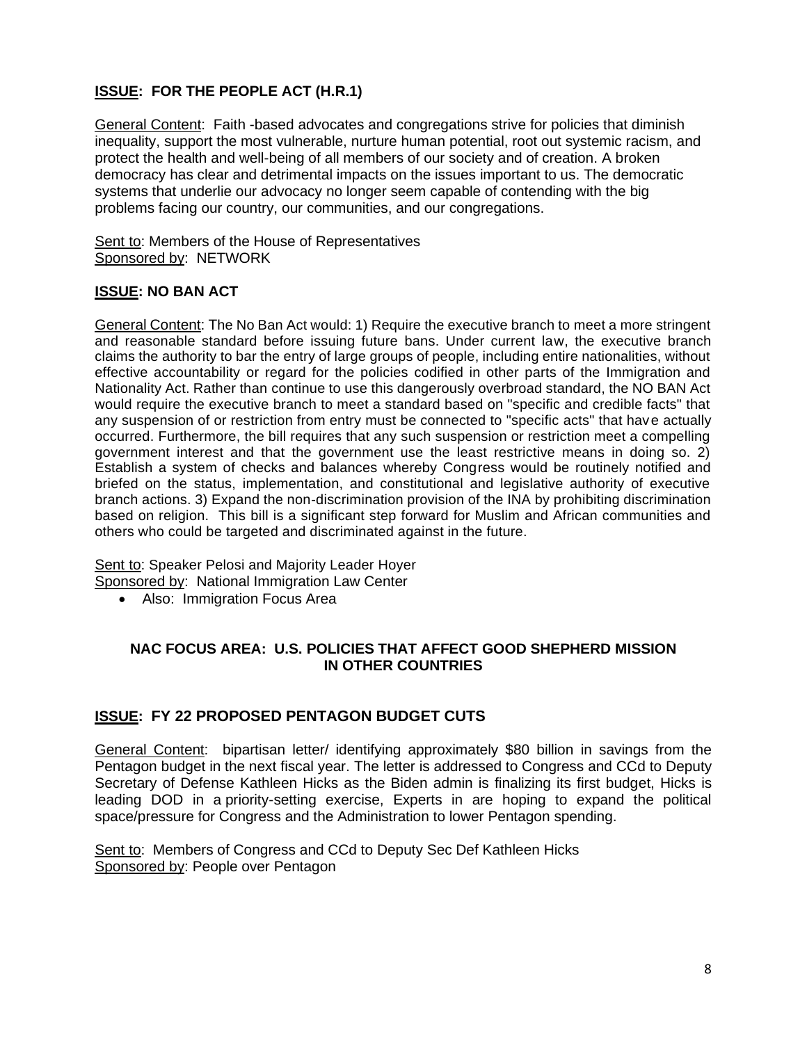## **<u>ISSUE</u>: FOR THE PEOPLE ACT (H.R.1)**

<u>General Content</u>: Faith -based advocates and congregations strive for policies that diminish inequality, support the most vulnerable, nurture human potential, root out systemic racism, and protect the health and well-being of all members of our society and of creation. A broken democracy has clear and detrimental impacts on the issues important to us. The democratic systems that underlie our advocacy no longer seem capable of contending with the big problems facing our country, our communities, and our congregations.

<u>Sent to</u>: Members of the House of Representatives
<u>Sponsored by</u>: NETWORK

## **<u>ISSUE</u>: NO BAN ACT**

<u>General Content</u>: The No Ban Act would: 1) Require the executive branch to meet a more stringent and reasonable standard before issuing future bans. Under current law, the executive branch claims the authority to bar the entry of large groups of people, including entire nationalities, without effective accountability or regard for the policies codified in other parts of the Immigration and Nationality Act. Rather than continue to use this dangerously overbroad standard, the NO BAN Act would require the executive branch to meet a standard based on "specific and credible facts" that any suspension of or restriction from entry must be connected to "specific acts" that have actually occurred. Furthermore, the bill requires that any such suspension or restriction meet a compelling government interest and that the government use the least restrictive means in doing so. 2) Establish a system of checks and balances whereby Congress would be routinely notified and briefed on the status, implementation, and constitutional and legislative authority of executive branch actions. 3) Expand the non-discrimination provision of the INA by prohibiting discrimination based on religion. This bill is a significant step forward for Muslim and African communities and others who could be targeted and discriminated against in the future.

<u>Sent to</u>: Speaker Pelosi and Majority Leader Hoyer
<u>Sponsored by</u>: National Immigration Law Center

- Also: Immigration Focus Area

## **NAC FOCUS AREA: U.S. POLICIES THAT AFFECT GOOD SHEPHERD MISSION IN OTHER COUNTRIES**

## **<u>ISSUE</u>: FY 22 PROPOSED PENTAGON BUDGET CUTS**

<u>General Content</u>: bipartisan letter/ identifying approximately $80 billion in savings from the Pentagon budget in the next fiscal year. The letter is addressed to Congress and CCd to Deputy Secretary of Defense Kathleen Hicks as the Biden admin is finalizing its first budget, Hicks is leading DOD in a priority-setting exercise, Experts in are hoping to expand the political space/pressure for Congress and the Administration to lower Pentagon spending.

<u>Sent to</u>: Members of Congress and CCd to Deputy Sec Def Kathleen Hicks
<u>Sponsored by</u>: People over Pentagon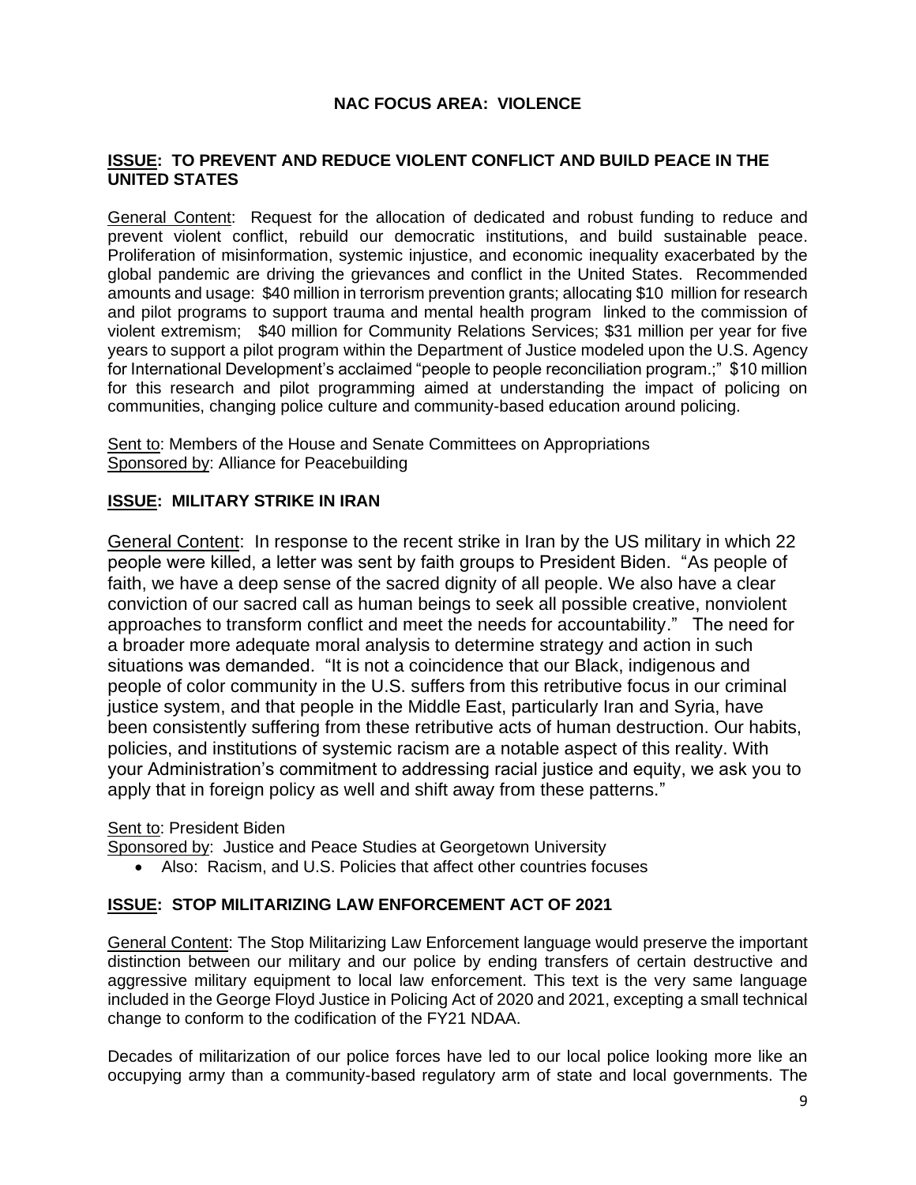## NAC FOCUS AREA: VIOLENCE

### ISSUE: TO PREVENT AND REDUCE VIOLENT CONFLICT AND BUILD PEACE IN THE UNITED STATES

General Content: Request for the allocation of dedicated and robust funding to reduce and prevent violent conflict, rebuild our democratic institutions, and build sustainable peace. Proliferation of misinformation, systemic injustice, and economic inequality exacerbated by the global pandemic are driving the grievances and conflict in the United States. Recommended amounts and usage: $40 million in terrorism prevention grants; allocating $10 million for research and pilot programs to support trauma and mental health program linked to the commission of violent extremism; $40 million for Community Relations Services; $31 million per year for five years to support a pilot program within the Department of Justice modeled upon the U.S. Agency for International Development's acclaimed "people to people reconciliation program.;" $10 million for this research and pilot programming aimed at understanding the impact of policing on communities, changing police culture and community-based education around policing.

Sent to: Members of the House and Senate Committees on Appropriations
Sponsored by: Alliance for Peacebuilding

### ISSUE: MILITARY STRIKE IN IRAN

General Content: In response to the recent strike in Iran by the US military in which 22 people were killed, a letter was sent by faith groups to President Biden. "As people of faith, we have a deep sense of the sacred dignity of all people. We also have a clear conviction of our sacred call as human beings to seek all possible creative, nonviolent approaches to transform conflict and meet the needs for accountability." The need for a broader more adequate moral analysis to determine strategy and action in such situations was demanded. "It is not a coincidence that our Black, indigenous and people of color community in the U.S. suffers from this retributive focus in our criminal justice system, and that people in the Middle East, particularly Iran and Syria, have been consistently suffering from these retributive acts of human destruction. Our habits, policies, and institutions of systemic racism are a notable aspect of this reality. With your Administration's commitment to addressing racial justice and equity, we ask you to apply that in foreign policy as well and shift away from these patterns."

Sent to: President Biden
Sponsored by: Justice and Peace Studies at Georgetown University

- Also: Racism, and U.S. Policies that affect other countries focuses

### ISSUE: STOP MILITARIZING LAW ENFORCEMENT ACT OF 2021

General Content: The Stop Militarizing Law Enforcement language would preserve the important distinction between our military and our police by ending transfers of certain destructive and aggressive military equipment to local law enforcement. This text is the very same language included in the George Floyd Justice in Policing Act of 2020 and 2021, excepting a small technical change to conform to the codification of the FY21 NDAA.

Decades of militarization of our police forces have led to our local police looking more like an occupying army than a community-based regulatory arm of state and local governments. The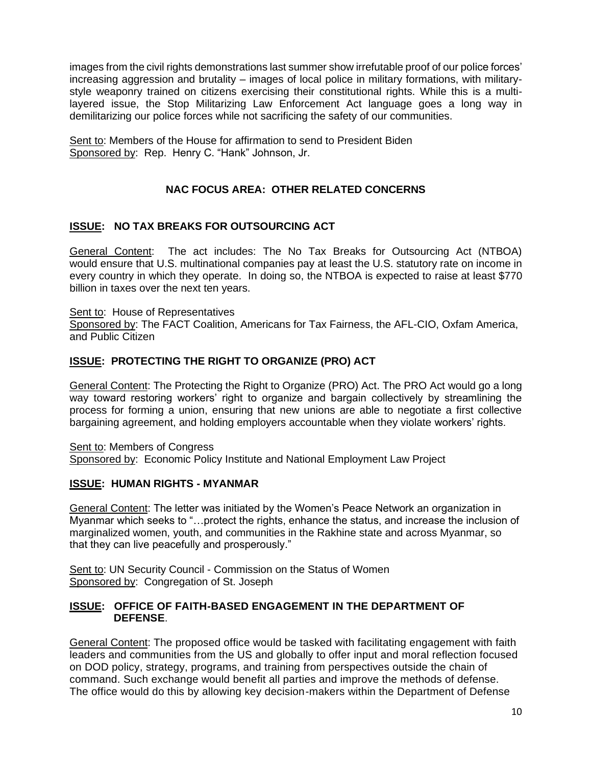images from the civil rights demonstrations last summer show irrefutable proof of our police forces' increasing aggression and brutality – images of local police in military formations, with military-style weaponry trained on citizens exercising their constitutional rights. While this is a multi-layered issue, the Stop Militarizing Law Enforcement Act language goes a long way in demilitarizing our police forces while not sacrificing the safety of our communities.

Sent to: Members of the House for affirmation to send to President Biden
Sponsored by: Rep. Henry C. "Hank" Johnson, Jr.

## NAC FOCUS AREA: OTHER RELATED CONCERNS

### ISSUE: NO TAX BREAKS FOR OUTSOURCING ACT

General Content: The act includes: The No Tax Breaks for Outsourcing Act (NTBOA) would ensure that U.S. multinational companies pay at least the U.S. statutory rate on income in every country in which they operate. In doing so, the NTBOA is expected to raise at least $770 billion in taxes over the next ten years.

Sent to: House of Representatives
Sponsored by: The FACT Coalition, Americans for Tax Fairness, the AFL-CIO, Oxfam America, and Public Citizen

### ISSUE: PROTECTING THE RIGHT TO ORGANIZE (PRO) ACT

General Content: The Protecting the Right to Organize (PRO) Act. The PRO Act would go a long way toward restoring workers' right to organize and bargain collectively by streamlining the process for forming a union, ensuring that new unions are able to negotiate a first collective bargaining agreement, and holding employers accountable when they violate workers' rights.

Sent to: Members of Congress
Sponsored by: Economic Policy Institute and National Employment Law Project

### ISSUE: HUMAN RIGHTS - MYANMAR

General Content: The letter was initiated by the Women's Peace Network an organization in Myanmar which seeks to "…protect the rights, enhance the status, and increase the inclusion of marginalized women, youth, and communities in the Rakhine state and across Myanmar, so that they can live peacefully and prosperously."

Sent to: UN Security Council - Commission on the Status of Women
Sponsored by: Congregation of St. Joseph

### ISSUE: OFFICE OF FAITH-BASED ENGAGEMENT IN THE DEPARTMENT OF DEFENSE.

General Content: The proposed office would be tasked with facilitating engagement with faith leaders and communities from the US and globally to offer input and moral reflection focused on DOD policy, strategy, programs, and training from perspectives outside the chain of command. Such exchange would benefit all parties and improve the methods of defense. The office would do this by allowing key decision-makers within the Department of Defense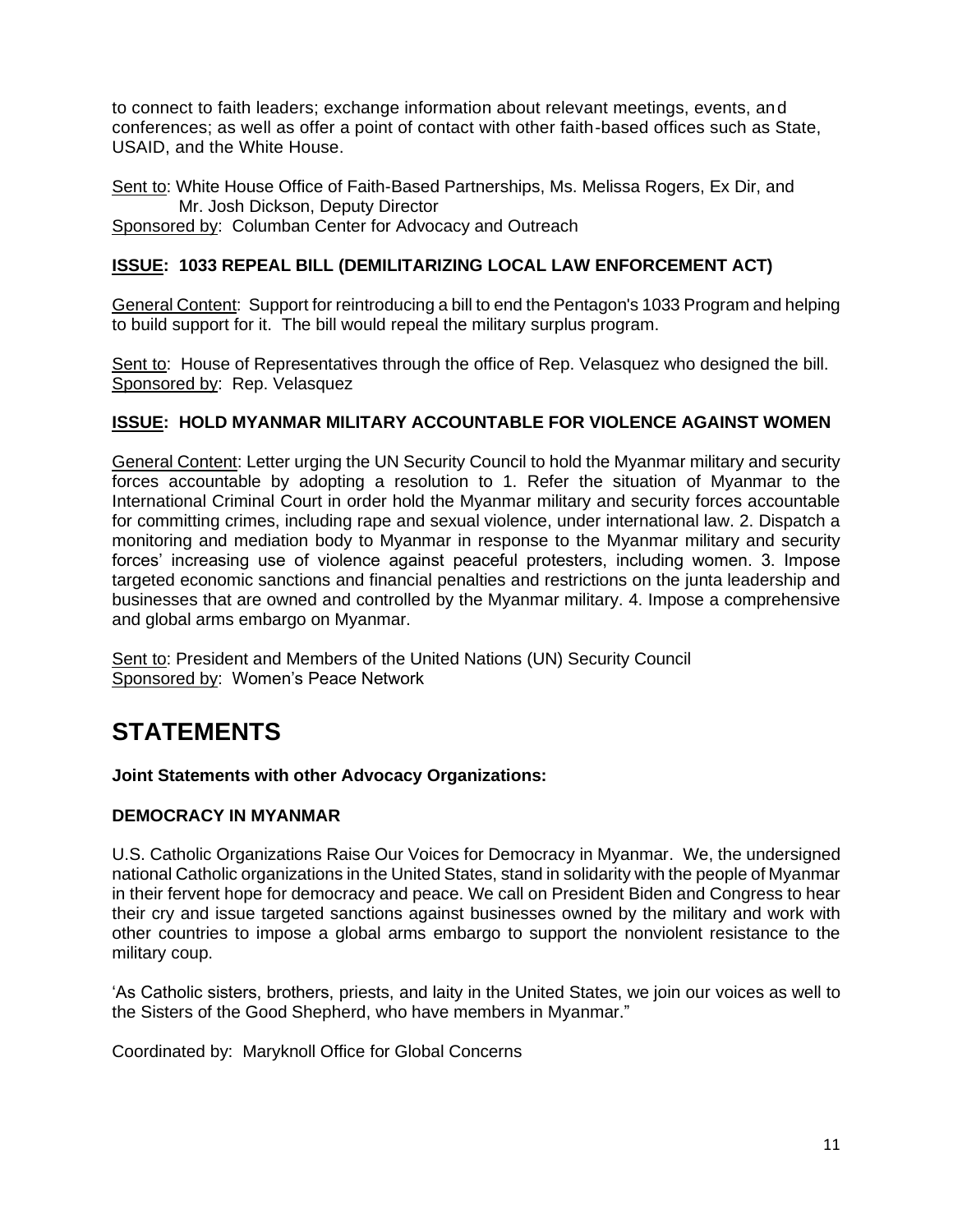to connect to faith leaders; exchange information about relevant meetings, events, and conferences; as well as offer a point of contact with other faith-based offices such as State, USAID, and the White House.

Sent to: White House Office of Faith-Based Partnerships, Ms. Melissa Rogers, Ex Dir, and Mr. Josh Dickson, Deputy Director
Sponsored by: Columban Center for Advocacy and Outreach

### ISSUE: 1033 REPEAL BILL (DEMILITARIZING LOCAL LAW ENFORCEMENT ACT)

General Content: Support for reintroducing a bill to end the Pentagon's 1033 Program and helping to build support for it. The bill would repeal the military surplus program.

Sent to: House of Representatives through the office of Rep. Velasquez who designed the bill.
Sponsored by: Rep. Velasquez

### ISSUE: HOLD MYANMAR MILITARY ACCOUNTABLE FOR VIOLENCE AGAINST WOMEN

General Content: Letter urging the UN Security Council to hold the Myanmar military and security forces accountable by adopting a resolution to 1. Refer the situation of Myanmar to the International Criminal Court in order hold the Myanmar military and security forces accountable for committing crimes, including rape and sexual violence, under international law. 2. Dispatch a monitoring and mediation body to Myanmar in response to the Myanmar military and security forces' increasing use of violence against peaceful protesters, including women. 3. Impose targeted economic sanctions and financial penalties and restrictions on the junta leadership and businesses that are owned and controlled by the Myanmar military. 4. Impose a comprehensive and global arms embargo on Myanmar.

Sent to: President and Members of the United Nations (UN) Security Council
Sponsored by: Women's Peace Network

# STATEMENTS

**Joint Statements with other Advocacy Organizations:**

**DEMOCRACY IN MYANMAR**

U.S. Catholic Organizations Raise Our Voices for Democracy in Myanmar. We, the undersigned national Catholic organizations in the United States, stand in solidarity with the people of Myanmar in their fervent hope for democracy and peace. We call on President Biden and Congress to hear their cry and issue targeted sanctions against businesses owned by the military and work with other countries to impose a global arms embargo to support the nonviolent resistance to the military coup.

'As Catholic sisters, brothers, priests, and laity in the United States, we join our voices as well to the Sisters of the Good Shepherd, who have members in Myanmar."

Coordinated by: Maryknoll Office for Global Concerns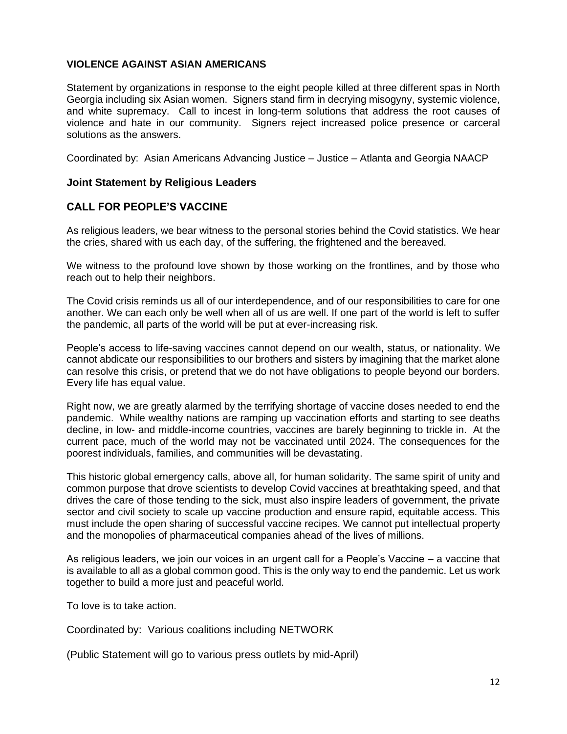**VIOLENCE AGAINST ASIAN AMERICANS**

Statement by organizations in response to the eight people killed at three different spas in North Georgia including six Asian women. Signers stand firm in decrying misogyny, systemic violence, and white supremacy. Call to incest in long-term solutions that address the root causes of violence and hate in our community. Signers reject increased police presence or carceral solutions as the answers.

Coordinated by: Asian Americans Advancing Justice – Justice – Atlanta and Georgia NAACP

**Joint Statement by Religious Leaders**

**CALL FOR PEOPLE'S VACCINE**

As religious leaders, we bear witness to the personal stories behind the Covid statistics. We hear the cries, shared with us each day, of the suffering, the frightened and the bereaved.

We witness to the profound love shown by those working on the frontlines, and by those who reach out to help their neighbors.

The Covid crisis reminds us all of our interdependence, and of our responsibilities to care for one another. We can each only be well when all of us are well. If one part of the world is left to suffer the pandemic, all parts of the world will be put at ever-increasing risk.

People's access to life-saving vaccines cannot depend on our wealth, status, or nationality. We cannot abdicate our responsibilities to our brothers and sisters by imagining that the market alone can resolve this crisis, or pretend that we do not have obligations to people beyond our borders. Every life has equal value.

Right now, we are greatly alarmed by the terrifying shortage of vaccine doses needed to end the pandemic. While wealthy nations are ramping up vaccination efforts and starting to see deaths decline, in low- and middle-income countries, vaccines are barely beginning to trickle in. At the current pace, much of the world may not be vaccinated until 2024. The consequences for the poorest individuals, families, and communities will be devastating.

This historic global emergency calls, above all, for human solidarity. The same spirit of unity and common purpose that drove scientists to develop Covid vaccines at breathtaking speed, and that drives the care of those tending to the sick, must also inspire leaders of government, the private sector and civil society to scale up vaccine production and ensure rapid, equitable access. This must include the open sharing of successful vaccine recipes. We cannot put intellectual property and the monopolies of pharmaceutical companies ahead of the lives of millions.

As religious leaders, we join our voices in an urgent call for a People's Vaccine – a vaccine that is available to all as a global common good. This is the only way to end the pandemic. Let us work together to build a more just and peaceful world.

To love is to take action.

Coordinated by: Various coalitions including NETWORK

(Public Statement will go to various press outlets by mid-April)